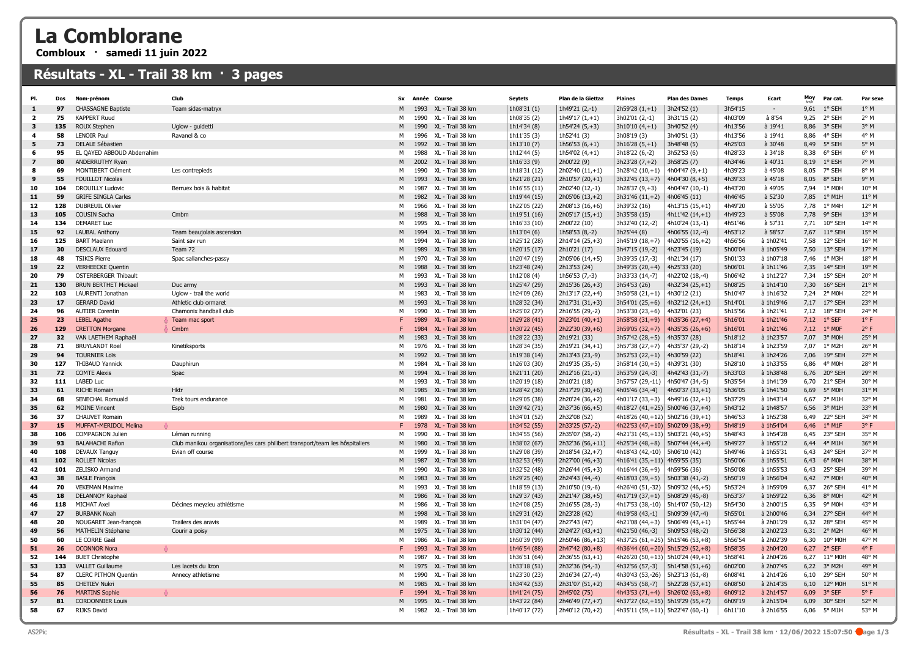# La Comblorane

**Combloux · samedi 11 juin 2022**

## Résultats - XL - Trail 38 km · 3 pages

| Pl. | Dos | Nom-prénom | Club | Sx | Année | Course | Seytets | Plan de la Giettaz | Plaines | Plan des Dames | Temps | Ecart | Moy | Par cat. | Par sexe |
|---|---|---|---|---|---|---|---|---|---|---|---|---|---|---|---|
| 1 | 97 | CHASSAGNE Baptiste | Team sidas-matryx | M | 1993 | XL - Trail 38 km | 1h08'31 (1) | 1h49'21 (2,-1) | 2h59'28 (1,+1) | 3h24'52 (1) | 3h54'15 | - | 9,61 | 1° SEH | 1° M |
| 2 | 75 | KAPPERT Ruud | | M | 1990 | XL - Trail 38 km | 1h08'35 (2) | 1h49'17 (1,+1) | 3h02'01 (2,-1) | 3h31'15 (2) | 4h03'09 | à 8'54 | 9,25 | 2° SEH | 2° M |
| 3 | 135 | ROUX Stephen | Uglow - guidetti | M | 1990 | XL - Trail 38 km | 1h14'34 (8) | 1h54'24 (5,+3) | 3h10'10 (4,+1) | 3h40'52 (4) | 4h13'56 | à 19'41 | 8,86 | 3° SEH | 3° M |
| 4 | 58 | LENOIR Paul | Ravanel & co | M | 1996 | XL - Trail 38 km | 1h11'35 (3) | 1h52'41 (3) | 3h08'19 (3) | 3h40'51 (3) | 4h13'56 | à 19'41 | 8,86 | 4° SEH | 4° M |
| 5 | 73 | DELALE Sébastien | | M | 1992 | XL - Trail 38 km | 1h13'10 (7) | 1h56'53 (6,+1) | 3h16'28 (5,+1) | 3h48'48 (5) | 4h25'03 | à 30'48 | 8,49 | 5° SEH | 5° M |
| 6 | 95 | EL QAYED ABBOUD Abderrahim | | M | 1988 | XL - Trail 38 km | 1h12'44 (5) | 1h54'02 (4,+1) | 3h18'22 (6,-2) | 3h52'53 (6) | 4h28'33 | à 34'18 | 8,38 | 6° SEH | 6° M |
| 7 | 80 | ANDERRUTHY Ryan | | M | 2002 | XL - Trail 38 km | 1h16'33 (9) | 2h00'22 (9) | 3h23'28 (7,+2) | 3h58'25 (7) | 4h34'46 | à 40'31 | 8,19 | 1° ESH | 7° M |
| 8 | 69 | MONTIBERT Clément | Les contrepieds | M | 1990 | XL - Trail 38 km | 1h18'31 (12) | 2h02'40 (11,+1) | 3h28'42 (10,+1) | 4h04'47 (9,+1) | 4h39'23 | à 45'08 | 8,05 | 7° SEH | 8° M |
| 9 | 55 | FOUILLOT Nicolas | | M | 1993 | XL - Trail 38 km | 1h21'28 (21) | 2h10'57 (20,+1) | 3h32'45 (13,+7) | 4h04'30 (8,+5) | 4h39'33 | à 45'18 | 8,05 | 8° SEH | 9° M |
| 10 | 104 | DROUILLY Ludovic | Berruex bois & habitat | M | 1987 | XL - Trail 38 km | 1h16'55 (11) | 2h02'40 (12,-1) | 3h28'37 (9,+3) | 4h04'47 (10,-1) | 4h43'20 | à 49'05 | 7,94 | 1° M0H | 10° M |
| 11 | 59 | GRIFE SINGLA Carles | | M | 1982 | XL - Trail 38 km | 1h19'44 (15) | 2h05'06 (13,+2) | 3h31'46 (11,+2) | 4h06'45 (11) | 4h46'45 | à 52'30 | 7,85 | 1° M1H | 11° M |
| 12 | 128 | DUBREUIL Olivier | | M | 1966 | XL - Trail 38 km | 1h22'05 (22) | 2h08'13 (16,+6) | 3h39'32 (16) | 4h13'15 (15,+1) | 4h49'20 | à 55'05 | 7,78 | 1° M4H | 12° M |
| 13 | 105 | COUSIN Sacha | Cmbm | M | 1988 | XL - Trail 38 km | 1h19'51 (16) | 2h05'17 (15,+1) | 3h35'58 (15) | 4h11'42 (14,+1) | 4h49'23 | à 55'08 | 7,78 | 9° SEH | 13° M |
| 14 | 134 | DEMARET Luc | | M | 1995 | XL - Trail 38 km | 1h16'33 (10) | 2h00'22 (10) | 3h32'40 (12,-2) | 4h10'24 (13,-1) | 4h51'46 | à 57'31 | 7,71 | 10° SEH | 14° M |
| 15 | 92 | LAUBAL Anthony | Team beaujolais ascension | M | 1994 | XL - Trail 38 km | 1h13'04 (6) | 1h58'53 (8,-2) | 3h25'44 (8) | 4h06'55 (12,-4) | 4h53'12 | à 58'57 | 7,67 | 11° SEH | 15° M |
| 16 | 125 | BART Maelann | Saint sav run | M | 1993 | XL - Trail 38 km | 1h25'12 (28) | 2h14'14 (25,+3) | 3h45'19 (18,+7) | 4h20'55 (16,+2) | 4h56'56 | à 1h02'41 | 7,58 | 12° SEH | 16° M |
| 17 | 30 | DESCLAUX Edouard | Team 72 | M | 1989 | XL - Trail 38 km | 1h20'15 (17) | 2h10'21 (17) | 3h47'15 (19,-2) | 4h23'45 (19) | 5h00'04 | à 1h05'49 | 7,50 | 13° SEH | 17° M |
| 18 | 48 | TSIKIS Pierre | Spac sallanches-passy | M | 1970 | XL - Trail 38 km | 1h20'47 (19) | 2h05'06 (14,+5) | 3h39'35 (17,-3) | 4h21'34 (17) | 5h01'33 | à 1h07'18 | 7,46 | 1° M3H | 18° M |
| 19 | 22 | VERHEECKE Quentin | | M | 1988 | XL - Trail 38 km | 1h23'48 (24) | 2h13'53 (24) | 3h49'35 (20,+4) | 4h25'33 (20) | 5h06'01 | à 1h11'46 | 7,35 | 14° SEH | 19° M |
| 20 | 79 | OSTERBERGER Thibault | | M | 1993 | XL - Trail 38 km | 1h12'08 (4) | 1h56'53 (7,-3) | 3h33'33 (14,-7) | 4h22'02 (18,-4) | 5h06'42 | à 1h12'27 | 7,34 | 15° SEH | 20° M |
| 21 | 130 | BRUN BERTHET Mickael | Duc army | M | 1993 | XL - Trail 38 km | 1h25'47 (29) | 2h15'36 (26,+3) | 3h54'53 (26) | 4h32'34 (25,+1) | 5h08'25 | à 1h14'10 | 7,30 | 16° SEH | 21° M |
| 22 | 103 | LAURENTI Jonathan | Uglow - trail the world | M | 1983 | XL - Trail 38 km | 1h24'09 (26) | 2h13'17 (22,+4) | 3h50'58 (21,+1) | 4h30'12 (21) | 5h10'47 | à 1h16'32 | 7,24 | 2° M0H | 22° M |
| 23 | 17 | GERARD David | Athletic club ormaret | M | 1993 | XL - Trail 38 km | 1h28'32 (34) | 2h17'31 (31,+3) | 3h54'01 (25,+6) | 4h32'12 (24,+1) | 5h14'01 | à 1h19'46 | 7,17 | 17° SEH | 23° M |
| 24 | 96 | AUTIER Corentin | Chamonix handball club | M | 1990 | XL - Trail 38 km | 1h25'02 (27) | 2h16'55 (29,-2) | 3h53'30 (23,+6) | 4h32'01 (23) | 5h15'56 | à 1h21'41 | 7,12 | 18° SEH | 24° M |
| 25 | 23 | LEBEL Agathe | Team mac sport | F | 1989 | XL - Trail 38 km | 1h29'28 (41) | 2h23'01 (40,+1) | 3h58'58 (31,+9) | 4h35'36 (27,+4) | 5h16'01 | à 1h21'46 | 7,12 | 1° SEF | 1° F |
| 26 | 129 | CRETTON Morgane | Cmbm | F | 1984 | XL - Trail 38 km | 1h30'22 (45) | 2h22'30 (39,+6) | 3h59'05 (32,+7) | 4h35'35 (26,+6) | 5h16'01 | à 1h21'46 | 7,12 | 1° M0F | 2° F |
| 27 | 32 | VAN LAETHEM Raphaël | | M | 1983 | XL - Trail 38 km | 1h28'22 (33) | 2h19'21 (33) | 3h57'42 (28,+5) | 4h35'37 (28) | 5h18'12 | à 1h23'57 | 7,07 | 3° M0H | 25° M |
| 28 | 71 | BRUYLANDT Roel | Kinetiksports | M | 1976 | XL - Trail 38 km | 1h28'34 (35) | 2h19'21 (34,+1) | 3h57'38 (27,+7) | 4h35'30 (29,-2) | 5h18'14 | à 1h23'59 | 7,07 | 1° M2H | 26° M |
| 29 | 94 | TOURNIER Loïs | | M | 1992 | XL - Trail 38 km | 1h19'38 (14) | 2h13'43 (23,-9) | 3h52'53 (22,+1) | 4h30'59 (22) | 5h18'41 | à 1h24'26 | 7,06 | 19° SEH | 27° M |
| 30 | 127 | THIBAUD Yannick | Dauphirun | M | 1984 | XL - Trail 38 km | 1h26'03 (30) | 2h19'35 (35,-5) | 3h58'14 (30,+5) | 4h39'31 (30) | 5h28'10 | à 1h33'55 | 6,86 | 4° M0H | 28° M |
| 31 | 72 | COMTE Alexis | Spac | M | 1994 | XL - Trail 38 km | 1h21'11 (20) | 2h12'16 (21,-1) | 3h53'59 (24,-3) | 4h42'43 (31,-7) | 5h33'03 | à 1h38'48 | 6,76 | 20° SEH | 29° M |
| 32 | 111 | LABED Luc | | M | 1993 | XL - Trail 38 km | 1h20'19 (18) | 2h10'21 (18) | 3h57'57 (29,-11) | 4h50'47 (34,-5) | 5h35'54 | à 1h41'39 | 6,70 | 21° SEH | 30° M |
| 33 | 61 | RICHE Romain | Hktr | M | 1985 | XL - Trail 38 km | 1h28'42 (36) | 2h17'29 (30,+6) | 4h05'46 (34,-4) | 4h50'37 (33,+1) | 5h36'05 | à 1h41'50 | 6,69 | 5° M0H | 31° M |
| 34 | 68 | SENECHAL Romuald | Trek tours endurance | M | 1981 | XL - Trail 38 km | 1h29'05 (38) | 2h20'24 (36,+2) | 4h01'17 (33,+3) | 4h49'16 (32,+1) | 5h37'29 | à 1h43'14 | 6,67 | 2° M1H | 32° M |
| 35 | 62 | MOINE Vincent | Espb | M | 1980 | XL - Trail 38 km | 1h39'42 (71) | 2h37'36 (66,+5) | 4h18'27 (41,+25) | 5h00'46 (37,+4) | 5h43'12 | à 1h48'57 | 6,56 | 3° M1H | 33° M |
| 36 | 37 | CHAUVET Romain | | M | 1989 | XL - Trail 38 km | 1h34'01 (52) | 2h32'08 (52) | 4h18'26 (40,+12) | 5h02'16 (39,+1) | 5h46'53 | à 1h52'38 | 6,49 | 22° SEH | 34° M |
| 37 | 15 | MUFFAT-MERIDOL Melina | | F | 1978 | XL - Trail 38 km | 1h34'52 (55) | 2h33'25 (57,-2) | 4h22'53 (47,+10) | 5h02'09 (38,+9) | 5h48'19 | à 1h54'04 | 6,46 | 1° M1F | 3° F |
| 38 | 106 | COMPAGNON Julien | Léman running | M | 1990 | XL - Trail 38 km | 1h34'55 (56) | 2h35'07 (58,-2) | 4h21'31 (45,+13) | 5h03'21 (40,+5) | 5h48'43 | à 1h54'28 | 6,45 | 23° SEH | 35° M |
| 39 | 93 | BALAHACHI Rafion | Club manikou organisations/les cars philibert transport/team les hôspitaliers | M | 1980 | XL - Trail 38 km | 1h38'02 (67) | 2h32'36 (56,+11) | 4h25'34 (48,+8) | 5h07'44 (44,+4) | 5h49'27 | à 1h55'12 | 6,44 | 4° M1H | 36° M |
| 40 | 108 | DEVAUX Tanguy | Evian off course | M | 1999 | XL - Trail 38 km | 1h29'08 (39) | 2h18'54 (32,+7) | 4h18'43 (42,-10) | 5h06'10 (42) | 5h49'46 | à 1h55'31 | 6,43 | 24° SEH | 37° M |
| 41 | 102 | ROLLET Nicolas | | M | 1987 | XL - Trail 38 km | 1h32'53 (49) | 2h27'00 (46,+3) | 4h16'41 (35,+11) | 4h59'55 (35) | 5h50'06 | à 1h55'51 | 6,43 | 6° M0H | 38° M |
| 42 | 101 | ZELISKO Armand | | M | 1990 | XL - Trail 38 km | 1h32'52 (48) | 2h26'44 (45,+3) | 4h16'44 (36,+9) | 4h59'56 (36) | 5h50'08 | à 1h55'53 | 6,43 | 25° SEH | 39° M |
| 43 | 38 | BASLE François | | M | 1983 | XL - Trail 38 km | 1h29'25 (40) | 2h24'43 (44,-4) | 4h18'03 (39,+5) | 5h03'38 (41,-2) | 5h50'19 | à 1h56'04 | 6,42 | 7° M0H | 40° M |
| 44 | 70 | VEKEMAN Maxime | | M | 1993 | XL - Trail 38 km | 1h18'59 (13) | 2h10'50 (19,-6) | 4h26'40 (51,-32) | 5h09'32 (46,+5) | 5h53'24 | à 1h59'09 | 6,37 | 26° SEH | 41° M |
| 45 | 18 | DELANNOY Raphaël | | M | 1986 | XL - Trail 38 km | 1h29'37 (43) | 2h21'47 (38,+5) | 4h17'19 (37,+1) | 5h08'29 (45,-8) | 5h53'37 | à 1h59'22 | 6,36 | 8° M0H | 42° M |
| 46 | 118 | MICHAT Axel | Décines meyzieu athlétisme | M | 1986 | XL - Trail 38 km | 1h24'08 (25) | 2h16'55 (28,-3) | 4h17'53 (38,-10) | 5h14'07 (50,-12) | 5h54'30 | à 2h00'15 | 6,35 | 9° M0H | 43° M |
| 47 | 27 | BURBANK Noah | | M | 1998 | XL - Trail 38 km | 1h29'31 (42) | 2h23'28 (42) | 4h19'58 (43,-1) | 5h09'39 (47,-4) | 5h55'01 | à 2h00'46 | 6,34 | 27° SEH | 44° M |
| 48 | 20 | NOUGARET Jean-françois | Trailers des aravis | M | 1989 | XL - Trail 38 km | 1h31'04 (47) | 2h27'43 (47) | 4h21'08 (44,+3) | 5h06'49 (43,+1) | 5h55'44 | à 2h01'29 | 6,32 | 28° SEH | 45° M |
| 49 | 56 | MATHELIN Stéphane | Courir a poisy | M | 1975 | XL - Trail 38 km | 1h30'12 (44) | 2h24'27 (43,+1) | 4h21'50 (46,-3) | 5h09'53 (48,-2) | 5h56'38 | à 2h02'23 | 6,31 | 2° M2H | 46° M |
| 50 | 60 | LE CORRE Gaël | | M | 1986 | XL - Trail 38 km | 1h50'39 (99) | 2h50'46 (86,+13) | 4h37'25 (61,+25) | 5h15'46 (53,+8) | 5h56'54 | à 2h02'39 | 6,30 | 10° M0H | 47° M |
| 51 | 26 | OCONNOR Nora | | F | 1993 | XL - Trail 38 km | 1h46'54 (88) | 2h47'42 (80,+8) | 4h36'44 (60,+20) | 5h15'29 (52,+8) | 5h58'35 | à 2h04'20 | 6,27 | 2° SEF | 4° F |
| 52 | 144 | BUET Christophe | | M | 1987 | XL - Trail 38 km | 1h36'51 (64) | 2h36'55 (63,+1) | 4h26'20 (50,+13) | 5h10'24 (49,+1) | 5h58'41 | à 2h04'26 | 6,27 | 11° M0H | 48° M |
| 53 | 133 | VALLET Guillaume | Les lacets du lizon | M | 1975 | XL - Trail 38 km | 1h33'18 (51) | 2h32'36 (54,-3) | 4h32'56 (57,-3) | 5h14'58 (51,+6) | 6h02'00 | à 2h07'45 | 6,22 | 3° M2H | 49° M |
| 54 | 87 | CLERC PITHON Quentin | Annecy athletisme | M | 1990 | XL - Trail 38 km | 1h23'30 (23) | 2h16'34 (27,-4) | 4h30'43 (53,-26) | 5h23'13 (61,-8) | 6h08'41 | à 2h14'26 | 6,10 | 29° SEH | 50° M |
| 55 | 85 | CHETIEV Nukri | | M | 1985 | XL - Trail 38 km | 1h34'42 (53) | 2h31'07 (51,+2) | 4h34'55 (58,-7) | 5h22'28 (57,+1) | 6h08'50 | à 2h14'35 | 6,10 | 12° M0H | 51° M |
| 56 | 76 | MARTINS Sophie | | F | 1994 | XL - Trail 38 km | 1h41'24 (75) | 2h45'02 (75) | 4h43'53 (71,+4) | 5h26'02 (63,+8) | 6h09'12 | à 2h14'57 | 6,09 | 3° SEF | 5° F |
| 57 | 81 | CORDONNIER Louis | | M | 1995 | XL - Trail 38 km | 1h43'22 (84) | 2h46'49 (77,+7) | 4h37'27 (62,+15) | 5h19'29 (55,+7) | 6h09'19 | à 2h15'04 | 6,09 | 30° SEH | 52° M |
| 58 | 67 | RIJKS David | | M | 1982 | XL - Trail 38 km | 1h40'17 (72) | 2h40'12 (70,+2) | 4h35'11 (59,+11) | 5h22'47 (60,-1) | 6h11'10 | à 2h16'55 | 6,06 | 5° M1H | 53° M |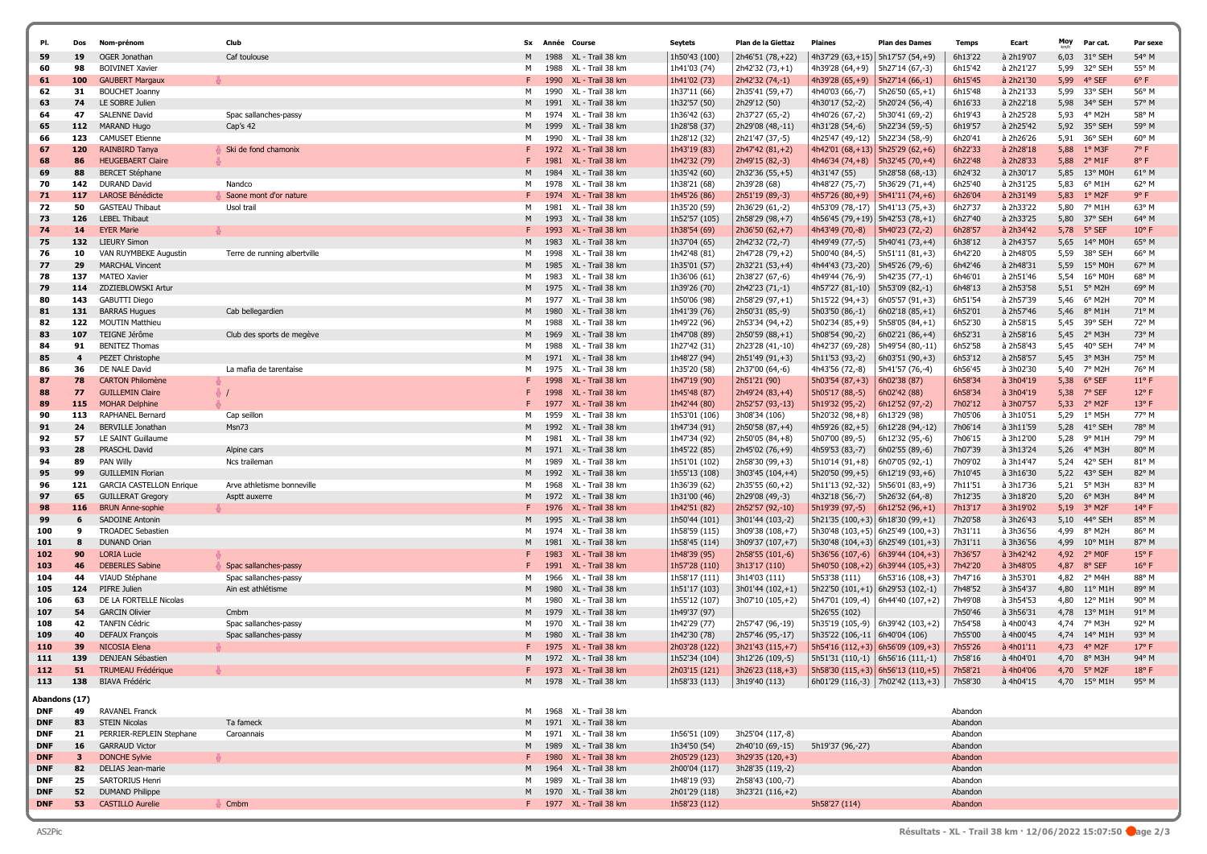| Pl. | Dos | Nom-prénom | Club | Sx | Année | Course | Seytets | Plan de la Giettaz | Plaines | Plan des Dames | Temps | Ecart | Moy km/h | Par cat. | Par sexe |
|---|---|---|---|---|---|---|---|---|---|---|---|---|---|---|---|
| 59 | 19 | OGER Jonathan | Caf toulouse | M | 1988 | XL - Trail 38 km | 1h50'43 (100) | 2h46'51 (78,+22) | 4h37'29 (63,+15) | 5h17'57 (54,+9) | 6h13'22 | à 2h19'07 | 6,03 | 31° SEH | 54° M |
| 60 | 98 | BOIVINET Xavier | | M | 1988 | XL - Trail 38 km | 1h41'03 (74) | 2h42'32 (73,+1) | 4h39'28 (64,+9) | 5h27'14 (67,-3) | 6h15'42 | à 2h21'27 | 5,99 | 32° SEH | 55° M |
| 61 | 100 | GAUBERT Margaux | | F | 1990 | XL - Trail 38 km | 1h41'02 (73) | 2h42'32 (74,-1) | 4h39'28 (65,+9) | 5h27'14 (66,-1) | 6h15'45 | à 2h21'30 | 5,99 | 4° SEF | 6° F |
| 62 | 31 | BOUCHET Joanny | | M | 1990 | XL - Trail 38 km | 1h37'11 (66) | 2h35'41 (59,+7) | 4h40'03 (66,-7) | 5h29'50 (65,+1) | 6h15'48 | à 2h21'33 | 5,99 | 33° SEH | 56° M |
| 63 | 74 | LE SOBRE Julien | | M | 1991 | XL - Trail 38 km | 1h32'57 (50) | 2h29'12 (50) | 4h30'17 (52,-2) | 5h20'24 (56,-4) | 6h16'33 | à 2h22'18 | 5,98 | 34° SEH | 57° M |
| 64 | 47 | SALENNE David | Spac sallanches-passy | M | 1974 | XL - Trail 38 km | 1h36'42 (63) | 2h37'27 (65,-2) | 4h40'26 (67,-2) | 5h30'41 (69,-2) | 6h19'43 | à 2h25'28 | 5,93 | 4° M2H | 58° M |
| 65 | 112 | MARAND Hugo | Cap's 42 | M | 1999 | XL - Trail 38 km | 1h28'58 (37) | 2h29'08 (48,-11) | 4h31'28 (54,-6) | 5h22'34 (59,-5) | 6h19'57 | à 2h25'42 | 5,92 | 35° SEH | 59° M |
| 66 | 123 | CAMUSET Etienne | | M | 1990 | XL - Trail 38 km | 1h28'12 (32) | 2h21'47 (37,-5) | 4h25'47 (49,-12) | 5h23'34 (58,-9) | 6h20'41 | à 2h26'26 | 5,91 | 36° SEH | 60° M |
| 67 | 120 | RAINBIRD Tanya | Ski de fond chamonix | F | 1972 | XL - Trail 38 km | 1h43'19 (83) | 2h47'42 (81,+2) | 4h42'01 (68,+13) | 5h25'29 (62,+6) | 6h22'33 | à 2h28'18 | 5,88 | 1° M3F | 7° F |
| 68 | 86 | HEUGEBAERT Claire | | F | 1981 | XL - Trail 38 km | 1h42'32 (79) | 2h49'15 (82,-3) | 4h46'34 (74,+8) | 5h32'45 (70,+4) | 6h22'48 | à 2h28'33 | 5,88 | 2° M1F | 8° F |
| 69 | 88 | BERCET Stéphane | | M | 1984 | XL - Trail 38 km | 1h35'42 (60) | 2h32'36 (55,+5) | 4h31'47 (55) | 5h28'58 (68,-13) | 6h24'32 | à 2h30'17 | 5,85 | 13° M0H | 61° M |
| 70 | 142 | DURAND David | Nandco | M | 1978 | XL - Trail 38 km | 1h38'21 (68) | 2h39'28 (68) | 4h48'27 (75,-7) | 5h36'29 (71,+4) | 6h25'40 | à 2h31'25 | 5,83 | 6° M1H | 62° M |
| 71 | 117 | LAROSE Bénédicte | Saone mont d'or nature | F | 1974 | XL - Trail 38 km | 1h45'26 (86) | 2h51'19 (89,-3) | 4h57'26 (80,+9) | 5h41'11 (74,+6) | 6h26'04 | à 2h31'49 | 5,83 | 1° M2F | 9° F |
| 72 | 50 | GASTEAU Thibaut | Usol trail | M | 1981 | XL - Trail 38 km | 1h35'20 (59) | 2h36'29 (61,-2) | 4h53'09 (78,-17) | 5h41'13 (75,+3) | 6h27'37 | à 2h33'22 | 5,80 | 7° M1H | 63° M |
| 73 | 126 | LEBEL Thibaut | | M | 1993 | XL - Trail 38 km | 1h52'57 (105) | 2h58'29 (98,+7) | 4h56'45 (79,+19) | 5h42'53 (78,+1) | 6h27'40 | à 2h33'25 | 5,80 | 37° SEH | 64° M |
| 74 | 14 | EYER Marie | | F | 1993 | XL - Trail 38 km | 1h38'54 (69) | 2h36'50 (62,+7) | 4h43'49 (70,-8) | 5h40'23 (72,-2) | 6h28'57 | à 2h34'42 | 5,78 | 5° SEF | 10° F |
| 75 | 132 | LIEURY Simon | | M | 1983 | XL - Trail 38 km | 1h37'04 (65) | 2h42'32 (72,-7) | 4h49'49 (77,-5) | 5h40'41 (73,+4) | 6h38'12 | à 2h43'57 | 5,65 | 14° M0H | 65° M |
| 76 | 10 | VAN RUYMBEKE Augustin | Terre de running albertville | M | 1998 | XL - Trail 38 km | 1h42'48 (81) | 2h47'28 (79,+2) | 5h00'40 (84,-5) | 5h51'11 (81,+3) | 6h42'20 | à 2h48'05 | 5,59 | 38° SEH | 66° M |
| 77 | 29 | MARCHAL Vincent | | M | 1985 | XL - Trail 38 km | 1h35'01 (57) | 2h32'21 (53,+4) | 4h44'43 (73,-20) | 5h45'26 (79,-6) | 6h42'46 | à 2h48'31 | 5,59 | 15° M0H | 67° M |
| 78 | 137 | MATEO Xavier | | M | 1983 | XL - Trail 38 km | 1h36'06 (61) | 2h38'27 (67,-6) | 4h49'44 (76,-9) | 5h42'35 (77,-1) | 6h46'01 | à 2h51'46 | 5,54 | 16° M0H | 68° M |
| 79 | 114 | ZDZIEBLOWSKI Artur | | M | 1975 | XL - Trail 38 km | 1h39'26 (70) | 2h42'23 (71,-1) | 4h57'27 (81,-10) | 5h53'09 (82,-1) | 6h48'13 | à 2h53'58 | 5,51 | 5° M2H | 69° M |
| 80 | 143 | GABUTTI Diego | | M | 1977 | XL - Trail 38 km | 1h50'06 (98) | 2h58'29 (97,+1) | 5h15'22 (94,+3) | 6h05'57 (91,+3) | 6h51'54 | à 2h57'39 | 5,46 | 6° M2H | 70° M |
| 81 | 131 | BARRAS Hugues | Cab bellegardien | M | 1980 | XL - Trail 38 km | 1h41'39 (76) | 2h50'31 (85,-9) | 5h03'50 (86,-1) | 6h02'18 (85,+1) | 6h52'01 | à 2h57'46 | 5,46 | 8° M1H | 71° M |
| 82 | 122 | MOUTIN Matthieu | | M | 1988 | XL - Trail 38 km | 1h49'22 (96) | 2h53'34 (94,+2) | 5h02'34 (85,+9) | 5h58'05 (84,+1) | 6h52'30 | à 2h58'15 | 5,45 | 39° SEH | 72° M |
| 83 | 107 | TEIGNE Jérôme | Club des sports de megève | M | 1969 | XL - Trail 38 km | 1h47'08 (89) | 2h50'59 (88,+1) | 5h08'54 (90,-2) | 6h02'21 (86,+4) | 6h52'31 | à 2h58'16 | 5,45 | 2° M3H | 73° M |
| 84 | 91 | BENITEZ Thomas | | M | 1988 | XL - Trail 38 km | 1h27'42 (31) | 2h23'28 (41,-10) | 4h42'37 (69,-28) | 5h49'54 (80,-11) | 6h52'58 | à 2h58'43 | 5,45 | 40° SEH | 74° M |
| 85 | 4 | PEZET Christophe | | M | 1971 | XL - Trail 38 km | 1h48'27 (94) | 2h51'49 (91,+3) | 5h11'53 (93,-2) | 6h03'51 (90,+3) | 6h53'12 | à 2h58'57 | 5,45 | 3° M3H | 75° M |
| 86 | 36 | DE NALE David | La mafia de tarentaise | M | 1975 | XL - Trail 38 km | 1h35'20 (58) | 2h37'00 (64,-6) | 4h43'56 (72,-8) | 5h41'57 (76,-4) | 6h56'45 | à 3h02'30 | 5,40 | 7° M2H | 76° M |
| 87 | 78 | CARTON Philomène | | F | 1998 | XL - Trail 38 km | 1h47'19 (90) | 2h51'21 (90) | 5h03'54 (87,+3) | 6h02'38 (87) | 6h58'34 | à 3h04'19 | 5,38 | 6° SEF | 11° F |
| 88 | 77 | GUILLEMIN Claire | / | F | 1998 | XL - Trail 38 km | 1h45'48 (87) | 2h49'24 (83,+4) | 5h05'17 (88,-5) | 6h02'42 (88) | 6h58'34 | à 3h04'19 | 5,38 | 7° SEF | 12° F |
| 89 | 115 | MOHAR Delphine | | F | 1977 | XL - Trail 38 km | 1h42'44 (80) | 2h52'57 (93,-13) | 5h19'32 (95,-2) | 6h12'52 (97,-2) | 7h02'12 | à 3h07'57 | 5,33 | 2° M2F | 13° F |
| 90 | 113 | RAPHANEL Bernard | Cap seillon | M | 1959 | XL - Trail 38 km | 1h53'01 (106) | 3h08'34 (106) | 5h20'32 (98,+8) | 6h13'29 (98) | 7h05'06 | à 3h10'51 | 5,29 | 1° M5H | 77° M |
| 91 | 24 | BERVILLE Jonathan | Msn73 | M | 1992 | XL - Trail 38 km | 1h47'34 (91) | 2h50'58 (87,+4) | 4h59'26 (82,+5) | 6h12'28 (94,-12) | 7h06'14 | à 3h11'59 | 5,28 | 41° SEH | 78° M |
| 92 | 57 | LE SAINT Guillaume | | M | 1981 | XL - Trail 38 km | 1h47'34 (92) | 2h50'05 (84,+8) | 5h07'00 (89,-5) | 6h12'32 (95,-6) | 7h06'15 | à 3h12'00 | 5,28 | 9° M1H | 79° M |
| 93 | 28 | PRASCHL David | Alpine cars | M | 1971 | XL - Trail 38 km | 1h45'22 (85) | 2h45'02 (76,+9) | 4h59'53 (83,-7) | 6h02'55 (89,-6) | 7h07'39 | à 3h13'24 | 5,26 | 4° M3H | 80° M |
| 94 | 89 | PAN Willy | Ncs traileman | M | 1989 | XL - Trail 38 km | 1h51'01 (102) | 2h58'30 (99,+3) | 5h10'14 (91,+8) | 6h07'05 (92,-1) | 7h09'02 | à 3h14'47 | 5,24 | 42° SEH | 81° M |
| 95 | 99 | GUILLEMIN Florian | | M | 1992 | XL - Trail 38 km | 1h55'13 (108) | 3h03'45 (104,+4) | 5h20'50 (99,+5) | 6h12'19 (93,+6) | 7h10'45 | à 3h16'30 | 5,22 | 43° SEH | 82° M |
| 96 | 121 | GARCIA CASTELLON Enrique | Arve athletisme bonneville | M | 1968 | XL - Trail 38 km | 1h36'39 (62) | 2h35'55 (60,+2) | 5h11'13 (92,-32) | 5h56'01 (83,+9) | 7h11'51 | à 3h17'36 | 5,21 | 5° M3H | 83° M |
| 97 | 65 | GUILLERAT Gregory | Asptt auxerre | M | 1972 | XL - Trail 38 km | 1h31'00 (46) | 2h29'08 (49,-3) | 4h32'18 (56,-7) | 5h26'32 (64,-8) | 7h12'35 | à 3h18'20 | 5,20 | 6° M3H | 84° M |
| 98 | 116 | BRUN Anne-sophie | | F | 1976 | XL - Trail 38 km | 1h42'51 (82) | 2h52'57 (92,-10) | 5h19'39 (97,-5) | 6h12'52 (96,+1) | 7h13'17 | à 3h19'02 | 5,19 | 3° M2F | 14° F |
| 99 | 6 | SADOINE Antonin | | M | 1995 | XL - Trail 38 km | 1h50'44 (101) | 3h01'44 (103,-2) | 5h21'35 (100,+3) | 6h18'30 (99,+1) | 7h20'58 | à 3h26'43 | 5,10 | 44° SEH | 85° M |
| 100 | 9 | TROADEC Sebastien | | M | 1974 | XL - Trail 38 km | 1h58'59 (115) | 3h09'38 (108,+7) | 5h30'48 (103,+5) | 6h25'49 (100,+3) | 7h31'11 | à 3h36'56 | 4,99 | 8° M2H | 86° M |
| 101 | 8 | DUNAND Orian | | M | 1981 | XL - Trail 38 km | 1h58'45 (114) | 3h09'37 (107,+7) | 5h30'48 (104,+3) | 6h25'49 (101,+3) | 7h31'11 | à 3h36'56 | 4,99 | 10° M1H | 87° M |
| 102 | 90 | LORIA Lucie | | F | 1983 | XL - Trail 38 km | 1h48'39 (95) | 2h58'55 (101,-6) | 5h36'56 (107,-6) | 6h39'44 (104,+3) | 7h36'57 | à 3h42'42 | 4,92 | 2° M0F | 15° F |
| 103 | 46 | DEBERLES Sabine | Spac sallanches-passy | F | 1991 | XL - Trail 38 km | 1h57'28 (110) | 3h13'17 (110) | 5h40'50 (108,+2) | 6h39'44 (105,+3) | 7h42'20 | à 3h48'05 | 4,87 | 8° SEF | 16° F |
| 104 | 44 | VIAUD Stéphane | Spac sallanches-passy | M | 1966 | XL - Trail 38 km | 1h58'17 (111) | 3h14'03 (111) | 5h53'38 (111) | 6h53'16 (108,+3) | 7h47'16 | à 3h53'01 | 4,82 | 2° M4H | 88° M |
| 105 | 124 | PIFRE Julien | Ain est athlétisme | M | 1980 | XL - Trail 38 km | 1h51'17 (103) | 3h01'44 (102,+1) | 5h22'50 (101,+1) | 6h29'53 (102,-1) | 7h48'52 | à 3h54'37 | 4,80 | 11° M1H | 89° M |
| 106 | 63 | DE LA FORTELLE Nicolas | | M | 1980 | XL - Trail 38 km | 1h55'12 (107) | 3h07'10 (105,+2) | 5h47'01 (109,-4) | 6h44'40 (107,+2) | 7h49'08 | à 3h54'53 | 4,80 | 12° M1H | 90° M |
| 107 | 54 | GARCIN Olivier | Cmbm | M | 1979 | XL - Trail 38 km | 1h49'37 (97) | | 5h26'55 (102) | | 7h50'46 | à 3h56'31 | 4,78 | 13° M1H | 91° M |
| 108 | 42 | TANFIN Cédric | Spac sallanches-passy | M | 1970 | XL - Trail 38 km | 1h42'29 (77) | 2h57'47 (96,-19) | 5h35'19 (105,-9) | 6h39'42 (103,+2) | 7h54'58 | à 4h00'43 | 4,74 | 7° M3H | 92° M |
| 109 | 40 | DEFAUX François | Spac sallanches-passy | M | 1980 | XL - Trail 38 km | 1h42'30 (78) | 2h57'46 (95,-17) | 5h35'22 (106,-11) | 6h40'04 (106) | 7h55'00 | à 4h00'45 | 4,74 | 14° M1H | 93° M |
| 110 | 39 | NICOSIA Elena | | F | 1975 | XL - Trail 38 km | 2h03'28 (122) | 3h21'43 (115,+7) | 5h54'16 (112,+3) | 6h56'09 (109,+3) | 7h55'26 | à 4h01'11 | 4,73 | 4° M2F | 17° F |
| 111 | 139 | DENJEAN Sébastien | | M | 1972 | XL - Trail 38 km | 1h52'34 (104) | 3h12'26 (109,-5) | 5h51'31 (110,-1) | 6h56'16 (111,-1) | 7h58'16 | à 4h04'01 | 4,70 | 8° M3H | 94° M |
| 112 | 51 | TRUMEAU Frédérique | | F | 1973 | XL - Trail 38 km | 2h03'15 (121) | 3h26'23 (118,+3) | 5h58'30 (115,+3) | 6h56'13 (110,+5) | 7h58'21 | à 4h04'06 | 4,70 | 5° M2F | 18° F |
| 113 | 138 | BIAVA Frédéric | | M | 1978 | XL - Trail 38 km | 1h58'33 (113) | 3h19'40 (113) | 6h01'29 (116,-3) | 7h02'42 (113,+3) | 7h58'30 | à 4h04'15 | 4,70 | 15° M1H | 95° M |

**Abandons (17)**

| Pl. | Dos | Nom-prénom | Club | Sx | Année | Course | Seytets | Plan de la Giettaz | Plaines | Plan des Dames | Temps | Ecart | Moy km/h | Par cat. | Par sexe |
|---|---|---|---|---|---|---|---|---|---|---|---|---|---|---|---|
| DNF | 49 | RAVANEL Franck | | M | 1968 | XL - Trail 38 km | | | | | Abandon | | | | |
| DNF | 83 | STEIN Nicolas | Ta fameck | M | 1971 | XL - Trail 38 km | | | | | Abandon | | | | |
| DNF | 21 | PERRIER-REPLEIN Stephane | Caroannais | M | 1971 | XL - Trail 38 km | 1h56'51 (109) | 3h25'04 (117,-8) | | | Abandon | | | | |
| DNF | 16 | GARRAUD Victor | | M | 1989 | XL - Trail 38 km | 1h34'50 (54) | 2h40'10 (69,-15) | 5h19'37 (96,-27) | | Abandon | | | | |
| DNF | 3 | DONCHE Sylvie | | F | 1980 | XL - Trail 38 km | 2h05'29 (123) | 3h29'35 (120,+3) | | | Abandon | | | | |
| DNF | 82 | DELIAS Jean-marie | | M | 1964 | XL - Trail 38 km | 2h00'04 (117) | 3h28'35 (119,-2) | | | Abandon | | | | |
| DNF | 25 | SARTORIUS Henri | | M | 1989 | XL - Trail 38 km | 1h48'19 (93) | 2h58'43 (100,-7) | | | Abandon | | | | |
| DNF | 52 | DUMAND Philippe | | M | 1970 | XL - Trail 38 km | 2h01'29 (118) | 3h23'21 (116,+2) | | | Abandon | | | | |
| DNF | 53 | CASTILLO Aurelie | Cmbm | F | 1977 | XL - Trail 38 km | 1h58'23 (112) | | 5h58'27 (114) | | Abandon | | | | |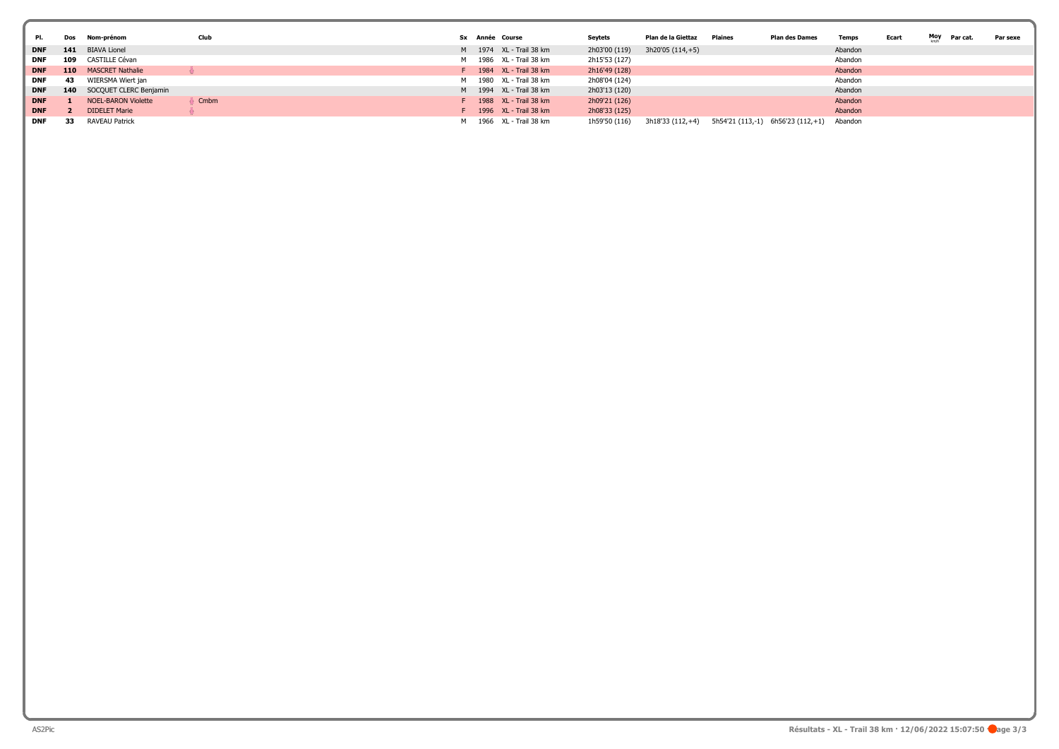| Pl. | Dos | Nom-prénom | Club | Sx | Année | Course | Seytets | Plan de la Giettaz | Plaines | Plan des Dames | Temps | Ecart | Moy km/h | Par cat. | Par sexe |
|---|---|---|---|---|---|---|---|---|---|---|---|---|---|---|---|
| DNF | 141 | BIAVA Lionel | | M | 1974 | XL - Trail 38 km | 2h03'00 (119) | 3h20'05 (114,+5) | | | Abandon | | | | |
| DNF | 109 | CASTILLE Cévan | | M | 1986 | XL - Trail 38 km | 2h15'53 (127) | | | | Abandon | | | | |
| DNF | 110 | MASCRET Nathalie | | F | 1984 | XL - Trail 38 km | 2h16'49 (128) | | | | Abandon | | | | |
| DNF | 43 | WIERSMA Wiert jan | | M | 1980 | XL - Trail 38 km | 2h08'04 (124) | | | | Abandon | | | | |
| DNF | 140 | SOCQUET CLERC Benjamin | | M | 1994 | XL - Trail 38 km | 2h03'13 (120) | | | | Abandon | | | | |
| DNF | 1 | NOEL-BARON Violette | Cmbm | F | 1988 | XL - Trail 38 km | 2h09'21 (126) | | | | Abandon | | | | |
| DNF | 2 | DIDELET Marie | | F | 1996 | XL - Trail 38 km | 2h08'33 (125) | | | | Abandon | | | | |
| DNF | 33 | RAVEAU Patrick | | M | 1966 | XL - Trail 38 km | 1h59'50 (116) | 3h18'33 (112,+4) | 5h54'21 (113,-1) | 6h56'23 (112,+1) | Abandon | | | | |